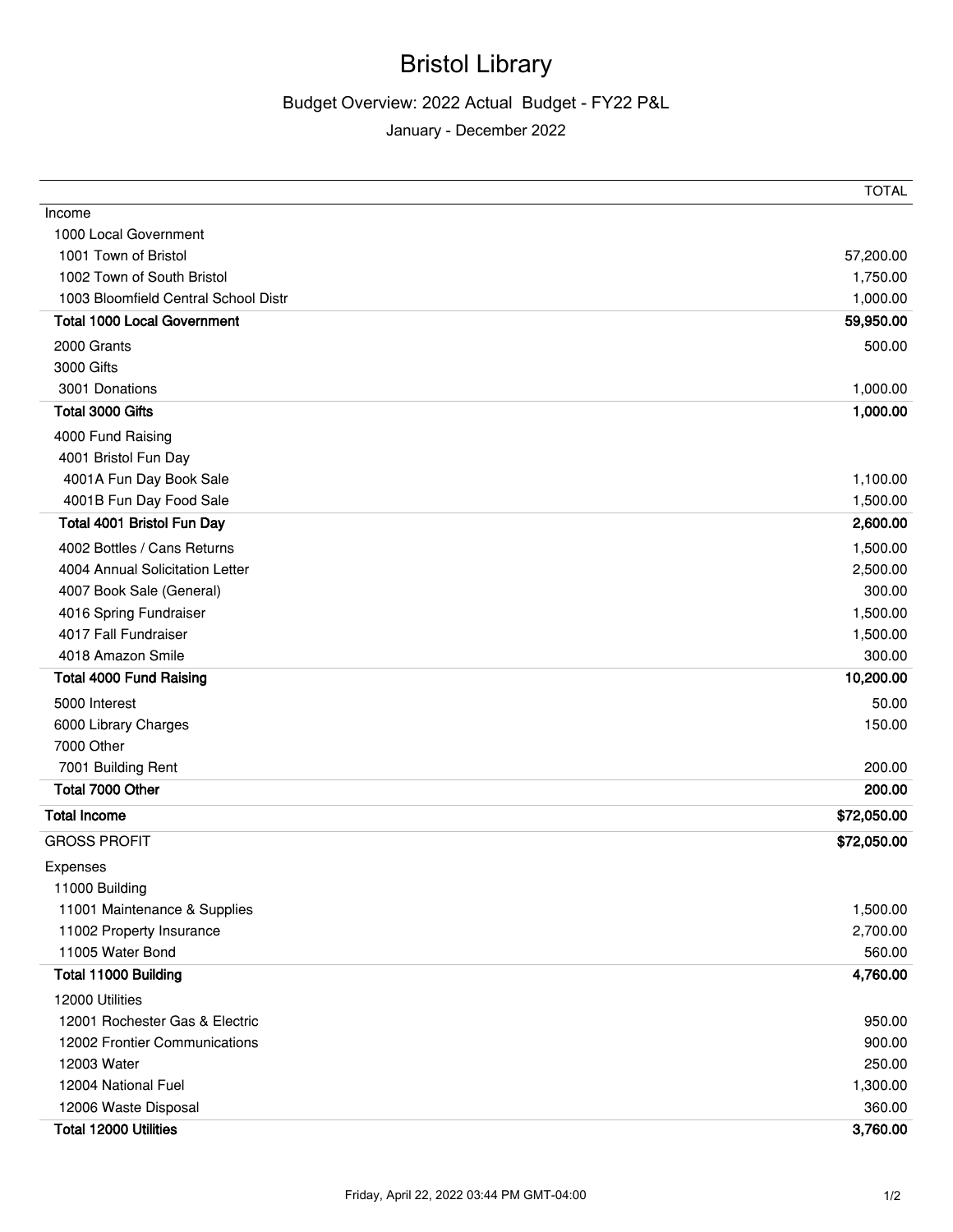# Bristol Library

## Budget Overview: 2022 Actual Budget - FY22 P&L

### January - December 2022

| | TOTAL |
|---|---|
| Income | |
| 1000 Local Government | |
| 1001 Town of Bristol | 57,200.00 |
| 1002 Town of South Bristol | 1,750.00 |
| 1003 Bloomfield Central School Distr | 1,000.00 |
| **Total 1000 Local Government** | **59,950.00** |
| 2000 Grants | 500.00 |
| 3000 Gifts | |
| 3001 Donations | 1,000.00 |
| **Total 3000 Gifts** | **1,000.00** |
| 4000 Fund Raising | |
| 4001 Bristol Fun Day | |
| 4001A Fun Day Book Sale | 1,100.00 |
| 4001B Fun Day Food Sale | 1,500.00 |
| **Total 4001 Bristol Fun Day** | **2,600.00** |
| 4002 Bottles / Cans Returns | 1,500.00 |
| 4004 Annual Solicitation Letter | 2,500.00 |
| 4007 Book Sale (General) | 300.00 |
| 4016 Spring Fundraiser | 1,500.00 |
| 4017 Fall Fundraiser | 1,500.00 |
| 4018 Amazon Smile | 300.00 |
| **Total 4000 Fund Raising** | **10,200.00** |
| 5000 Interest | 50.00 |
| 6000 Library Charges | 150.00 |
| 7000 Other | |
| 7001 Building Rent | 200.00 |
| **Total 7000 Other** | **200.00** |
| **Total Income** | **$72,050.00** |
| GROSS PROFIT | **$72,050.00** |
| Expenses | |
| 11000 Building | |
| 11001 Maintenance & Supplies | 1,500.00 |
| 11002 Property Insurance | 2,700.00 |
| 11005 Water Bond | 560.00 |
| **Total 11000 Building** | **4,760.00** |
| 12000 Utilities | |
| 12001 Rochester Gas & Electric | 950.00 |
| 12002 Frontier Communications | 900.00 |
| 12003 Water | 250.00 |
| 12004 National Fuel | 1,300.00 |
| 12006 Waste Disposal | 360.00 |
| **Total 12000 Utilities** | **3,760.00** |

Friday, April 22, 2022 03:44 PM GMT-04:00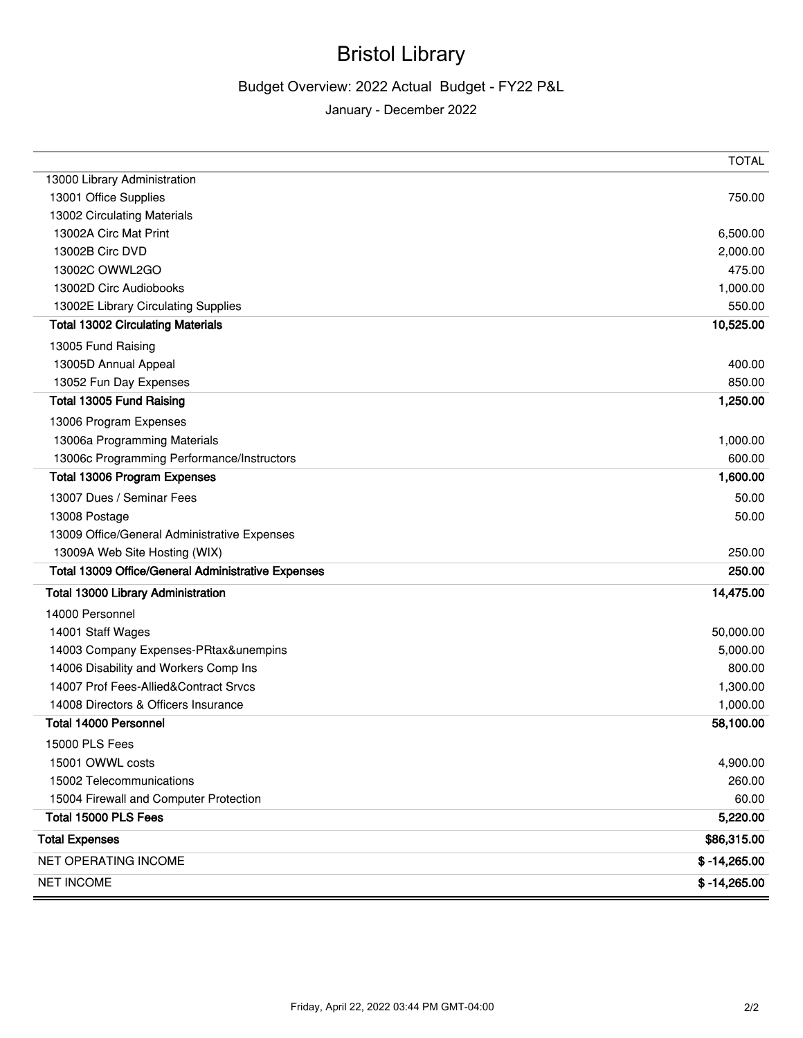# Bristol Library

## Budget Overview: 2022 Actual Budget - FY22 P&L

### January - December 2022

| | TOTAL |
|---|---|
| 13000 Library Administration | |
| 13001 Office Supplies | 750.00 |
| 13002 Circulating Materials | |
| 13002A Circ Mat Print | 6,500.00 |
| 13002B Circ DVD | 2,000.00 |
| 13002C OWWL2GO | 475.00 |
| 13002D Circ Audiobooks | 1,000.00 |
| 13002E Library Circulating Supplies | 550.00 |
| **Total 13002 Circulating Materials** | **10,525.00** |
| 13005 Fund Raising | |
| 13005D Annual Appeal | 400.00 |
| 13052 Fun Day Expenses | 850.00 |
| **Total 13005 Fund Raising** | **1,250.00** |
| 13006 Program Expenses | |
| 13006a Programming Materials | 1,000.00 |
| 13006c Programming Performance/Instructors | 600.00 |
| **Total 13006 Program Expenses** | **1,600.00** |
| 13007 Dues / Seminar Fees | 50.00 |
| 13008 Postage | 50.00 |
| 13009 Office/General Administrative Expenses | |
| 13009A Web Site Hosting (WIX) | 250.00 |
| **Total 13009 Office/General Administrative Expenses** | **250.00** |
| **Total 13000 Library Administration** | **14,475.00** |
| 14000 Personnel | |
| 14001 Staff Wages | 50,000.00 |
| 14003 Company Expenses-PRtax&unempins | 5,000.00 |
| 14006 Disability and Workers Comp Ins | 800.00 |
| 14007 Prof Fees-Allied&Contract Srvcs | 1,300.00 |
| 14008 Directors & Officers Insurance | 1,000.00 |
| **Total 14000 Personnel** | **58,100.00** |
| 15000 PLS Fees | |
| 15001 OWWL costs | 4,900.00 |
| 15002 Telecommunications | 260.00 |
| 15004 Firewall and Computer Protection | 60.00 |
| **Total 15000 PLS Fees** | **5,220.00** |
| **Total Expenses** | **$86,315.00** |
| NET OPERATING INCOME | **$ -14,265.00** |
| NET INCOME | **$ -14,265.00** |

Friday, April 22, 2022 03:44 PM GMT-04:00